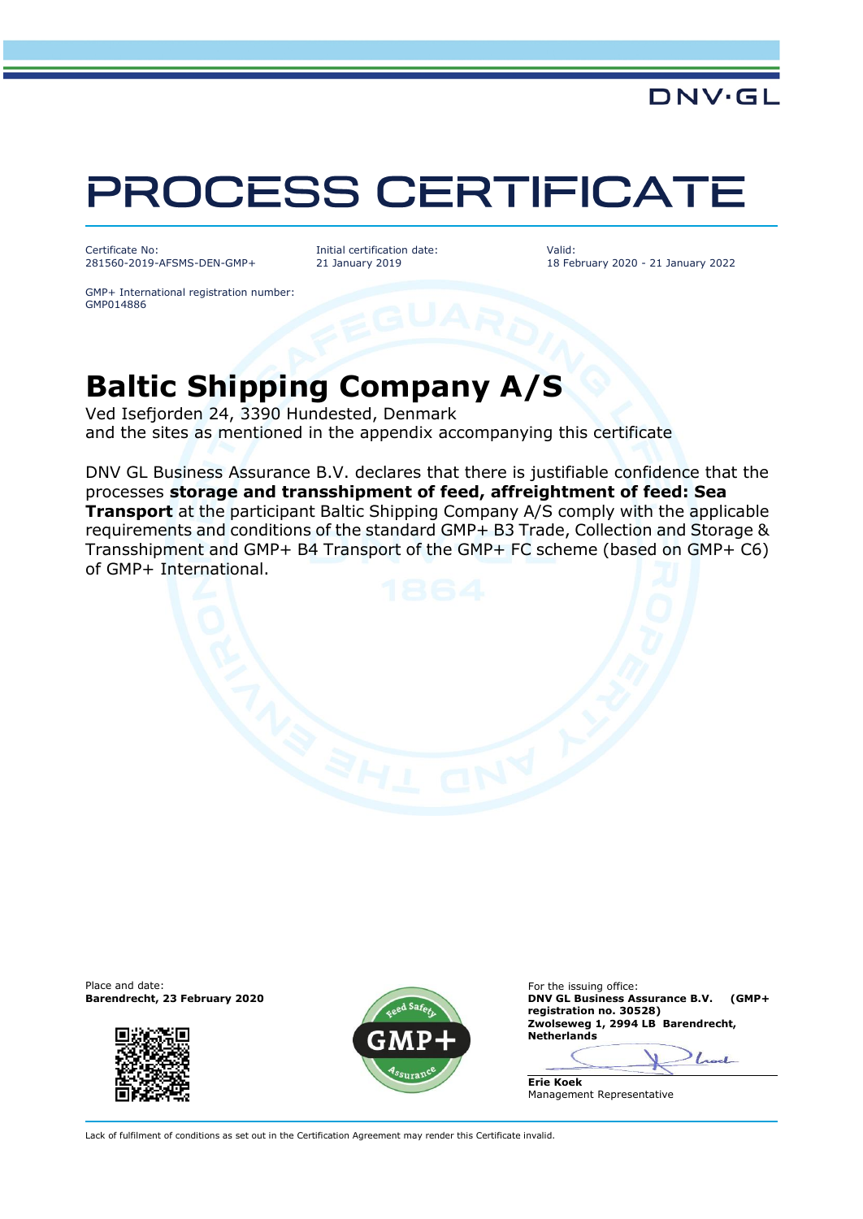DNV·GL

# PROCESS CERTIFICATE

Certificate No:
281560-2019-AFSMS-DEN-GMP+

Initial certification date:
21 January 2019

Valid:
18 February 2020 - 21 January 2022

GMP+ International registration number:
GMP014886

## Baltic Shipping Company A/S

Ved Isefjorden 24, 3390 Hundested, Denmark
and the sites as mentioned in the appendix accompanying this certificate

DNV GL Business Assurance B.V. declares that there is justifiable confidence that the processes **storage and transshipment of feed, affreightment of feed: Sea Transport** at the participant Baltic Shipping Company A/S comply with the applicable requirements and conditions of the standard GMP+ B3 Trade, Collection and Storage & Transshipment and GMP+ B4 Transport of the GMP+ FC scheme (based on GMP+ C6) of GMP+ International.

Place and date:
**Barendrecht, 23 February 2020**

For the issuing office:
**DNV GL Business Assurance B.V. (GMP+ registration no. 30528)**
**Zwolseweg 1, 2994 LB Barendrecht, Netherlands**

**Erie Koek**
Management Representative

Lack of fulfilment of conditions as set out in the Certification Agreement may render this Certificate invalid.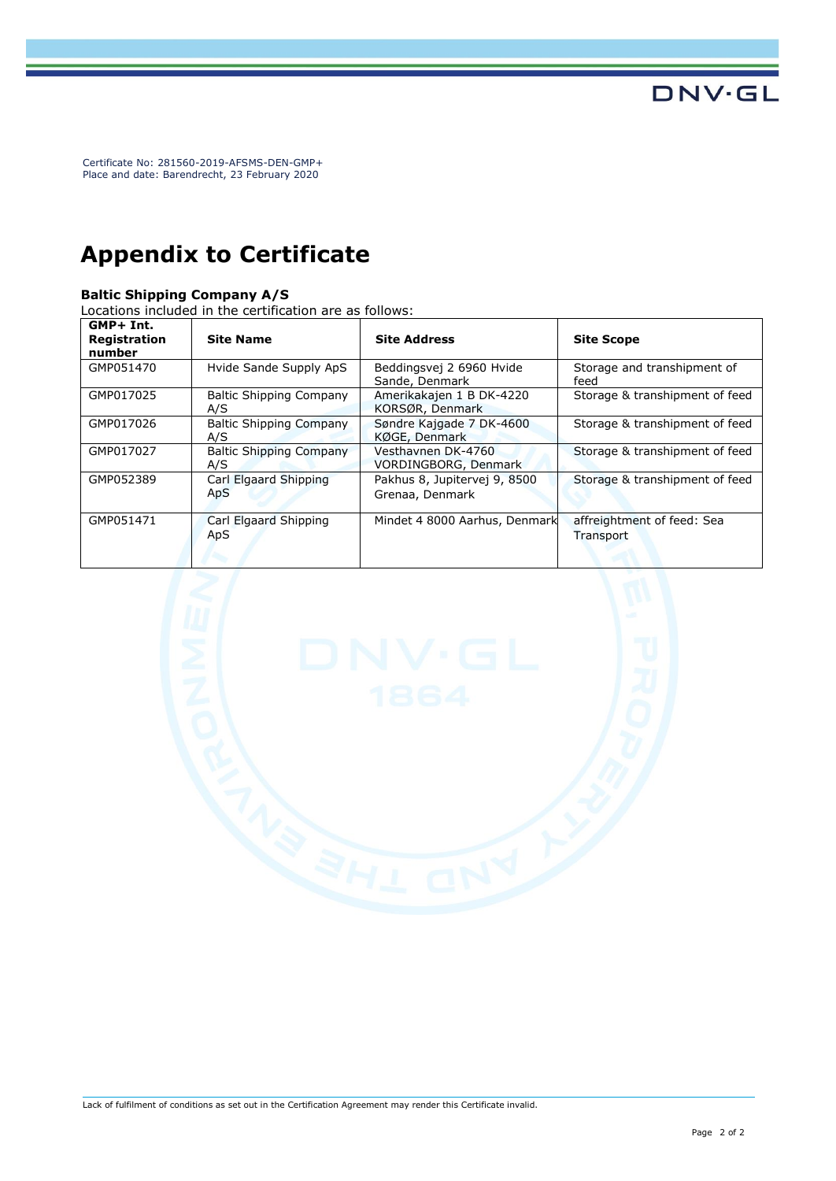Certificate No: 281560-2019-AFSMS-DEN-GMP+
Place and date: Barendrecht, 23 February 2020

# Appendix to Certificate

**Baltic Shipping Company A/S**

Locations included in the certification are as follows:

| GMP+ Int. Registration number | Site Name | Site Address | Site Scope |
|---|---|---|---|
| GMP051470 | Hvide Sande Supply ApS | Beddingsvej 2 6960 Hvide Sande, Denmark | Storage and transhipment of feed |
| GMP017025 | Baltic Shipping Company A/S | Amerikakajen 1 B DK-4220 KORSØR, Denmark | Storage & transhipment of feed |
| GMP017026 | Baltic Shipping Company A/S | Søndre Kajgade 7 DK-4600 KØGE, Denmark | Storage & transhipment of feed |
| GMP017027 | Baltic Shipping Company A/S | Vesthavnen DK-4760 VORDINGBORG, Denmark | Storage & transhipment of feed |
| GMP052389 | Carl Elgaard Shipping ApS | Pakhus 8, Jupitervej 9, 8500 Grenaa, Denmark | Storage & transhipment of feed |
| GMP051471 | Carl Elgaard Shipping ApS | Mindet 4 8000 Aarhus, Denmark | affreightment of feed: Sea Transport |

Lack of fulfilment of conditions as set out in the Certification Agreement may render this Certificate invalid.